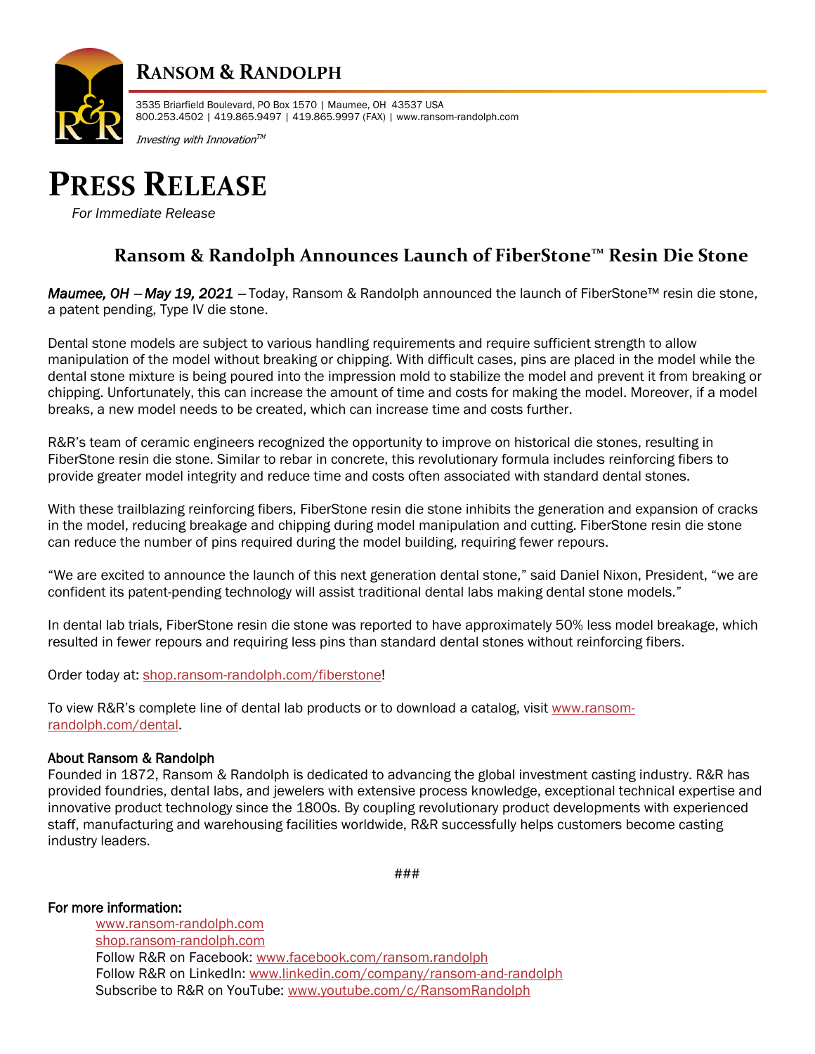# RANSOM & RANDOLPH

3535 Briarfield Boulevard, PO Box 1570 | Maumee, OH 43537 USA
800.253.4502 | 419.865.9497 | 419.865.9997 (FAX) | www.ransom-randolph.com

*Investing with Innovation™*

# PRESS RELEASE

*For Immediate Release*

## Ransom & Randolph Announces Launch of FiberStone™ Resin Die Stone

*Maumee, OH – May 19, 2021* – Today, Ransom & Randolph announced the launch of FiberStone™ resin die stone, a patent pending, Type IV die stone.

Dental stone models are subject to various handling requirements and require sufficient strength to allow manipulation of the model without breaking or chipping. With difficult cases, pins are placed in the model while the dental stone mixture is being poured into the impression mold to stabilize the model and prevent it from breaking or chipping. Unfortunately, this can increase the amount of time and costs for making the model. Moreover, if a model breaks, a new model needs to be created, which can increase time and costs further.

R&R's team of ceramic engineers recognized the opportunity to improve on historical die stones, resulting in FiberStone resin die stone. Similar to rebar in concrete, this revolutionary formula includes reinforcing fibers to provide greater model integrity and reduce time and costs often associated with standard dental stones.

With these trailblazing reinforcing fibers, FiberStone resin die stone inhibits the generation and expansion of cracks in the model, reducing breakage and chipping during model manipulation and cutting. FiberStone resin die stone can reduce the number of pins required during the model building, requiring fewer repours.

"We are excited to announce the launch of this next generation dental stone," said Daniel Nixon, President, "we are confident its patent-pending technology will assist traditional dental labs making dental stone models."

In dental lab trials, FiberStone resin die stone was reported to have approximately 50% less model breakage, which resulted in fewer repours and requiring less pins than standard dental stones without reinforcing fibers.

Order today at: shop.ransom-randolph.com/fiberstone!

To view R&R's complete line of dental lab products or to download a catalog, visit www.ransom-randolph.com/dental.

**About Ransom & Randolph**
Founded in 1872, Ransom & Randolph is dedicated to advancing the global investment casting industry. R&R has provided foundries, dental labs, and jewelers with extensive process knowledge, exceptional technical expertise and innovative product technology since the 1800s. By coupling revolutionary product developments with experienced staff, manufacturing and warehousing facilities worldwide, R&R successfully helps customers become casting industry leaders.

###

**For more information:**

www.ransom-randolph.com
shop.ransom-randolph.com
Follow R&R on Facebook: www.facebook.com/ransom.randolph
Follow R&R on LinkedIn: www.linkedin.com/company/ransom-and-randolph
Subscribe to R&R on YouTube: www.youtube.com/c/RansomRandolph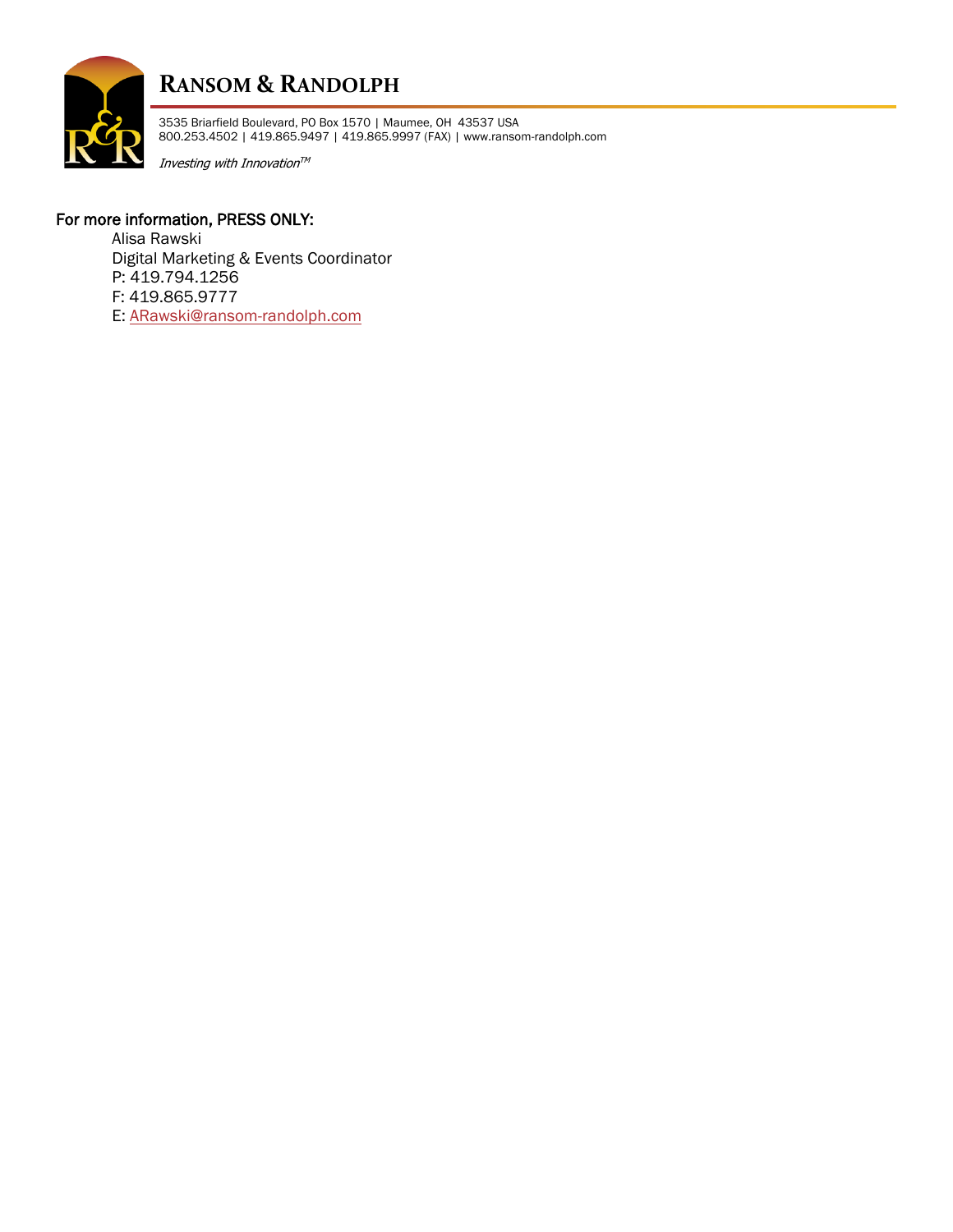# RANSOM & RANDOLPH

3535 Briarfield Boulevard, PO Box 1570 | Maumee, OH 43537 USA
800.253.4502 | 419.865.9497 | 419.865.9997 (FAX) | www.ransom-randolph.com

*Investing with Innovation™*

For more information, PRESS ONLY:

Alisa Rawski
Digital Marketing & Events Coordinator
P: 419.794.1256
F: 419.865.9777
E: ARawski@ransom-randolph.com